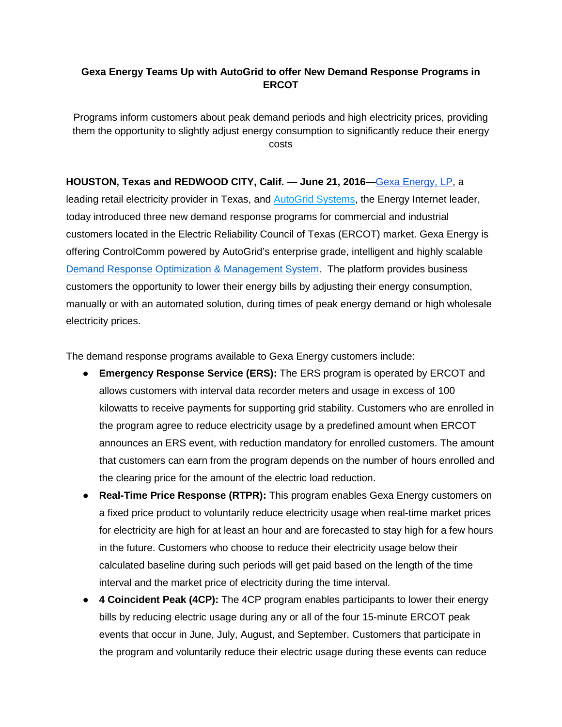# Gexa Energy Teams Up with AutoGrid to offer New Demand Response Programs in ERCOT

Programs inform customers about peak demand periods and high electricity prices, providing them the opportunity to slightly adjust energy consumption to significantly reduce their energy costs

**HOUSTON, Texas and REDWOOD CITY, Calif. — June 21, 2016**—Gexa Energy, LP, a leading retail electricity provider in Texas, and AutoGrid Systems, the Energy Internet leader, today introduced three new demand response programs for commercial and industrial customers located in the Electric Reliability Council of Texas (ERCOT) market. Gexa Energy is offering ControlComm powered by AutoGrid's enterprise grade, intelligent and highly scalable Demand Response Optimization & Management System. The platform provides business customers the opportunity to lower their energy bills by adjusting their energy consumption, manually or with an automated solution, during times of peak energy demand or high wholesale electricity prices.

The demand response programs available to Gexa Energy customers include:

- **Emergency Response Service (ERS):** The ERS program is operated by ERCOT and allows customers with interval data recorder meters and usage in excess of 100 kilowatts to receive payments for supporting grid stability. Customers who are enrolled in the program agree to reduce electricity usage by a predefined amount when ERCOT announces an ERS event, with reduction mandatory for enrolled customers. The amount that customers can earn from the program depends on the number of hours enrolled and the clearing price for the amount of the electric load reduction.
- **Real-Time Price Response (RTPR):** This program enables Gexa Energy customers on a fixed price product to voluntarily reduce electricity usage when real-time market prices for electricity are high for at least an hour and are forecasted to stay high for a few hours in the future. Customers who choose to reduce their electricity usage below their calculated baseline during such periods will get paid based on the length of the time interval and the market price of electricity during the time interval.
- **4 Coincident Peak (4CP):** The 4CP program enables participants to lower their energy bills by reducing electric usage during any or all of the four 15-minute ERCOT peak events that occur in June, July, August, and September. Customers that participate in the program and voluntarily reduce their electric usage during these events can reduce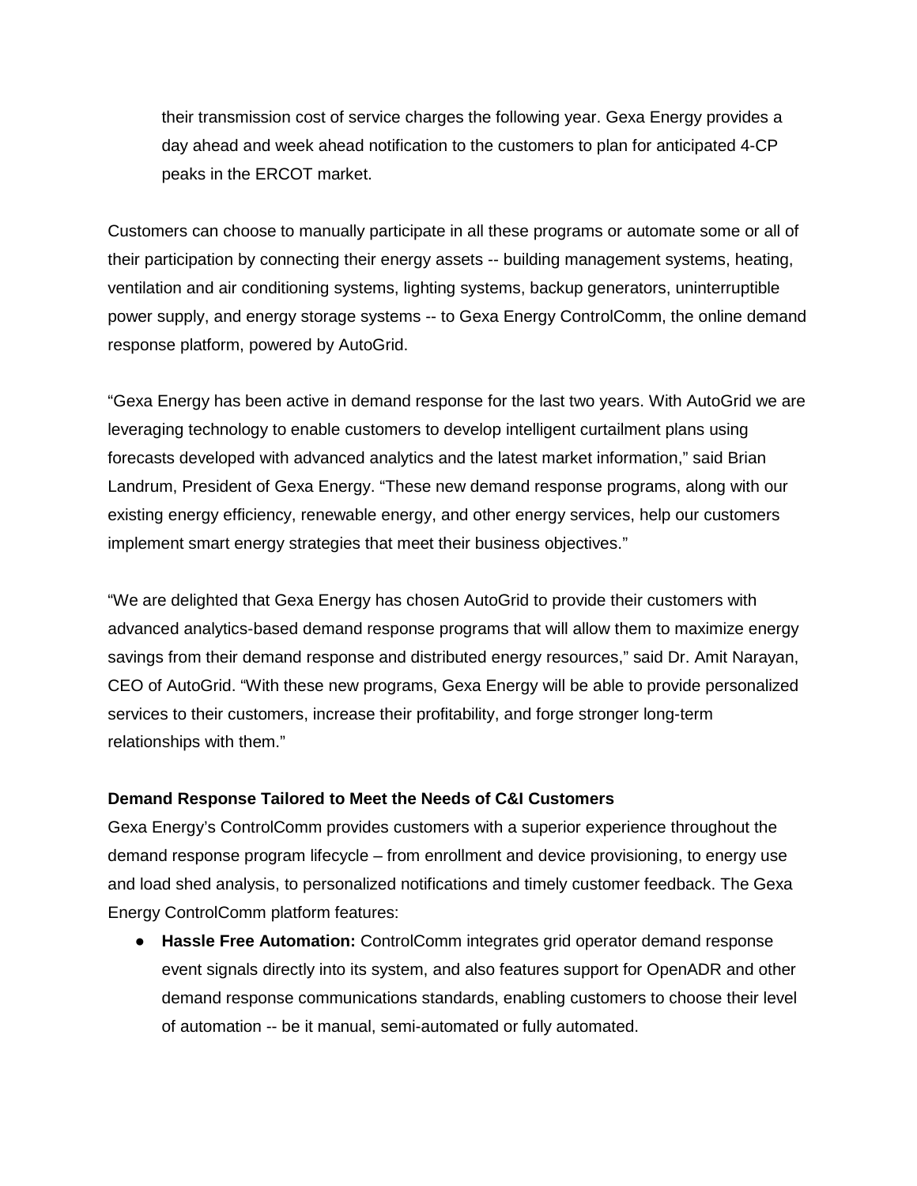their transmission cost of service charges the following year. Gexa Energy provides a day ahead and week ahead notification to the customers to plan for anticipated 4-CP peaks in the ERCOT market.

Customers can choose to manually participate in all these programs or automate some or all of their participation by connecting their energy assets -- building management systems, heating, ventilation and air conditioning systems, lighting systems, backup generators, uninterruptible power supply, and energy storage systems -- to Gexa Energy ControlComm, the online demand response platform, powered by AutoGrid.

"Gexa Energy has been active in demand response for the last two years. With AutoGrid we are leveraging technology to enable customers to develop intelligent curtailment plans using forecasts developed with advanced analytics and the latest market information," said Brian Landrum, President of Gexa Energy. "These new demand response programs, along with our existing energy efficiency, renewable energy, and other energy services, help our customers implement smart energy strategies that meet their business objectives."

"We are delighted that Gexa Energy has chosen AutoGrid to provide their customers with advanced analytics-based demand response programs that will allow them to maximize energy savings from their demand response and distributed energy resources," said Dr. Amit Narayan, CEO of AutoGrid. "With these new programs, Gexa Energy will be able to provide personalized services to their customers, increase their profitability, and forge stronger long-term relationships with them."

**Demand Response Tailored to Meet the Needs of C&I Customers**

Gexa Energy's ControlComm provides customers with a superior experience throughout the demand response program lifecycle – from enrollment and device provisioning, to energy use and load shed analysis, to personalized notifications and timely customer feedback. The Gexa Energy ControlComm platform features:

- **Hassle Free Automation:** ControlComm integrates grid operator demand response event signals directly into its system, and also features support for OpenADR and other demand response communications standards, enabling customers to choose their level of automation -- be it manual, semi-automated or fully automated.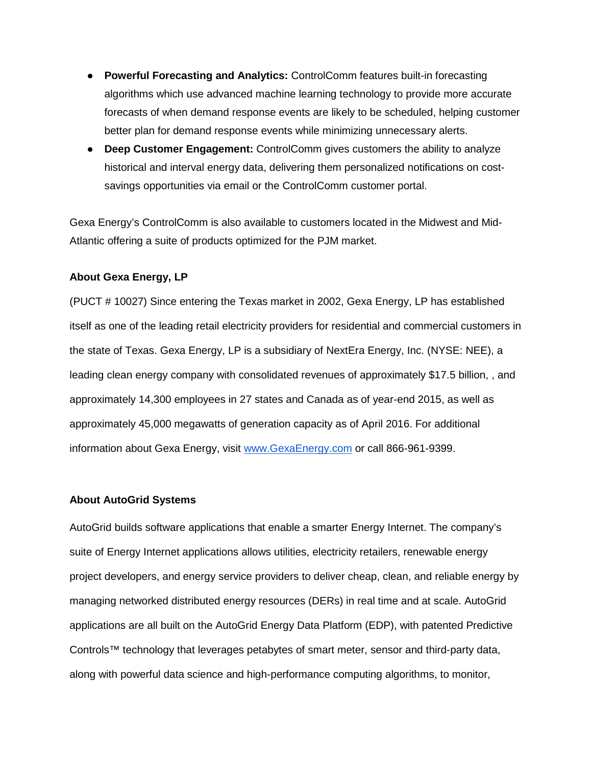- **Powerful Forecasting and Analytics:** ControlComm features built-in forecasting algorithms which use advanced machine learning technology to provide more accurate forecasts of when demand response events are likely to be scheduled, helping customer better plan for demand response events while minimizing unnecessary alerts.
- **Deep Customer Engagement:** ControlComm gives customers the ability to analyze historical and interval energy data, delivering them personalized notifications on cost-savings opportunities via email or the ControlComm customer portal.

Gexa Energy's ControlComm is also available to customers located in the Midwest and Mid-Atlantic offering a suite of products optimized for the PJM market.

**About Gexa Energy, LP**

(PUCT # 10027) Since entering the Texas market in 2002, Gexa Energy, LP has established itself as one of the leading retail electricity providers for residential and commercial customers in the state of Texas. Gexa Energy, LP is a subsidiary of NextEra Energy, Inc. (NYSE: NEE), a leading clean energy company with consolidated revenues of approximately $17.5 billion, , and approximately 14,300 employees in 27 states and Canada as of year-end 2015, as well as approximately 45,000 megawatts of generation capacity as of April 2016. For additional information about Gexa Energy, visit [www.GexaEnergy.com](http://www.GexaEnergy.com) or call 866-961-9399.

**About AutoGrid Systems**

AutoGrid builds software applications that enable a smarter Energy Internet. The company's suite of Energy Internet applications allows utilities, electricity retailers, renewable energy project developers, and energy service providers to deliver cheap, clean, and reliable energy by managing networked distributed energy resources (DERs) in real time and at scale. AutoGrid applications are all built on the AutoGrid Energy Data Platform (EDP), with patented Predictive Controls™ technology that leverages petabytes of smart meter, sensor and third-party data, along with powerful data science and high-performance computing algorithms, to monitor,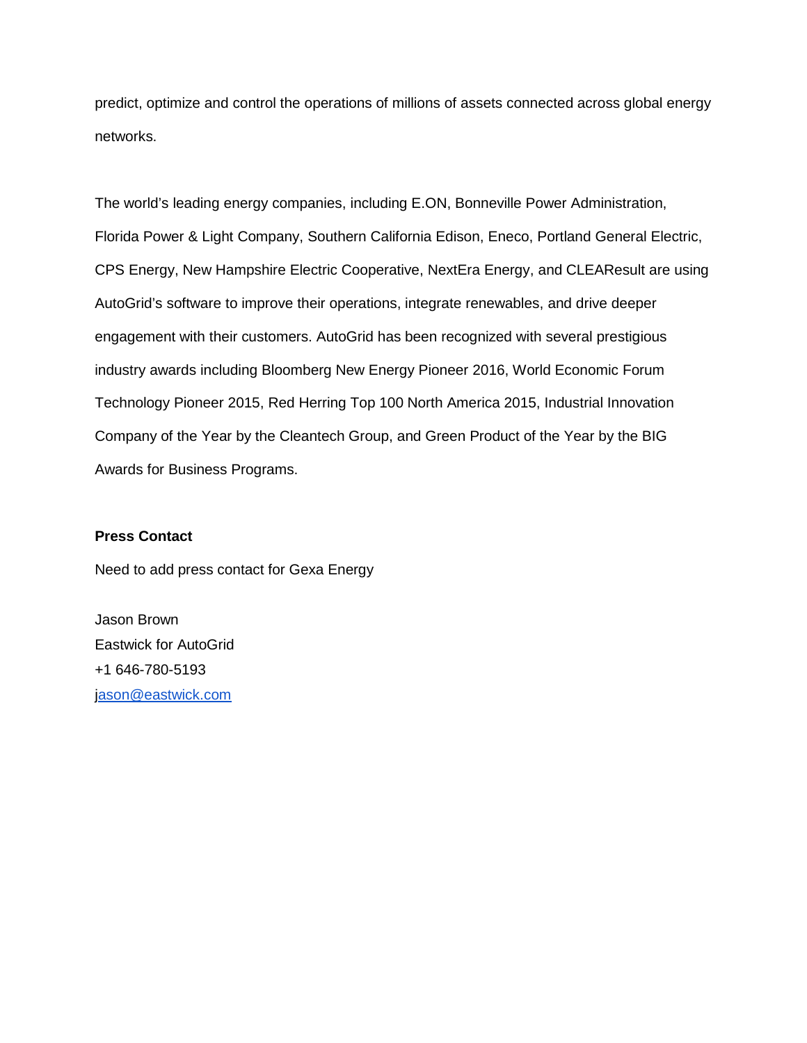predict, optimize and control the operations of millions of assets connected across global energy networks.

The world's leading energy companies, including E.ON, Bonneville Power Administration, Florida Power & Light Company, Southern California Edison, Eneco, Portland General Electric, CPS Energy, New Hampshire Electric Cooperative, NextEra Energy, and CLEAResult are using AutoGrid's software to improve their operations, integrate renewables, and drive deeper engagement with their customers. AutoGrid has been recognized with several prestigious industry awards including Bloomberg New Energy Pioneer 2016, World Economic Forum Technology Pioneer 2015, Red Herring Top 100 North America 2015, Industrial Innovation Company of the Year by the Cleantech Group, and Green Product of the Year by the BIG Awards for Business Programs.

**Press Contact**

Need to add press contact for Gexa Energy

Jason Brown
Eastwick for AutoGrid
+1 646-780-5193
jason@eastwick.com